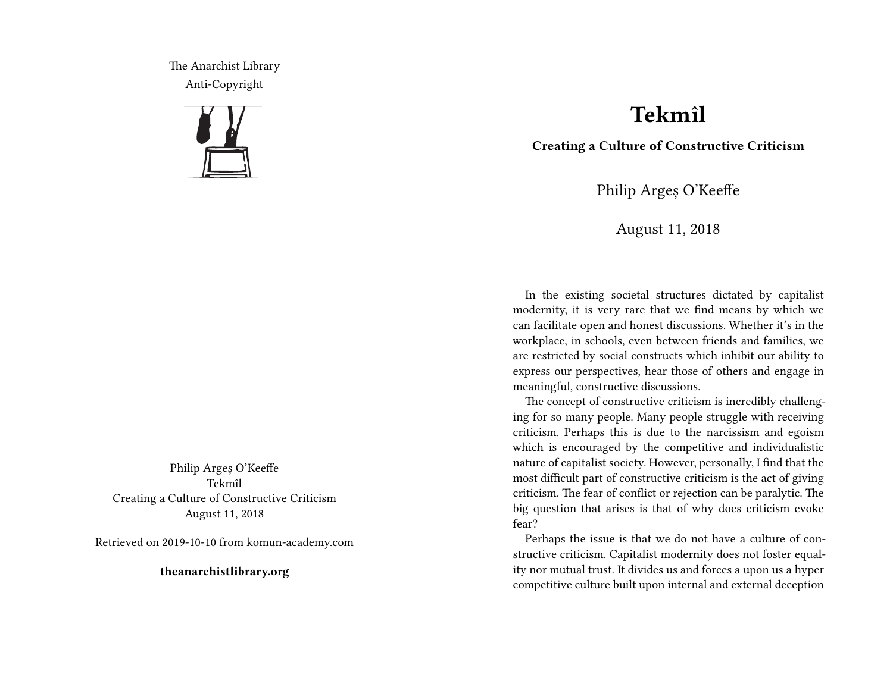The Anarchist Library
Anti-Copyright

Philip Argeș O'Keeffe
Tekmîl
Creating a Culture of Constructive Criticism
August 11, 2018

Retrieved on 2019-10-10 from komun-academy.com

**theanarchistlibrary.org**

# Tekmîl

**Creating a Culture of Constructive Criticism**

Philip Argeș O'Keeffe

August 11, 2018

In the existing societal structures dictated by capitalist modernity, it is very rare that we find means by which we can facilitate open and honest discussions. Whether it's in the workplace, in schools, even between friends and families, we are restricted by social constructs which inhibit our ability to express our perspectives, hear those of others and engage in meaningful, constructive discussions.

The concept of constructive criticism is incredibly challenging for so many people. Many people struggle with receiving criticism. Perhaps this is due to the narcissism and egoism which is encouraged by the competitive and individualistic nature of capitalist society. However, personally, I find that the most difficult part of constructive criticism is the act of giving criticism. The fear of conflict or rejection can be paralytic. The big question that arises is that of why does criticism evoke fear?

Perhaps the issue is that we do not have a culture of constructive criticism. Capitalist modernity does not foster equality nor mutual trust. It divides us and forces a upon us a hyper competitive culture built upon internal and external deception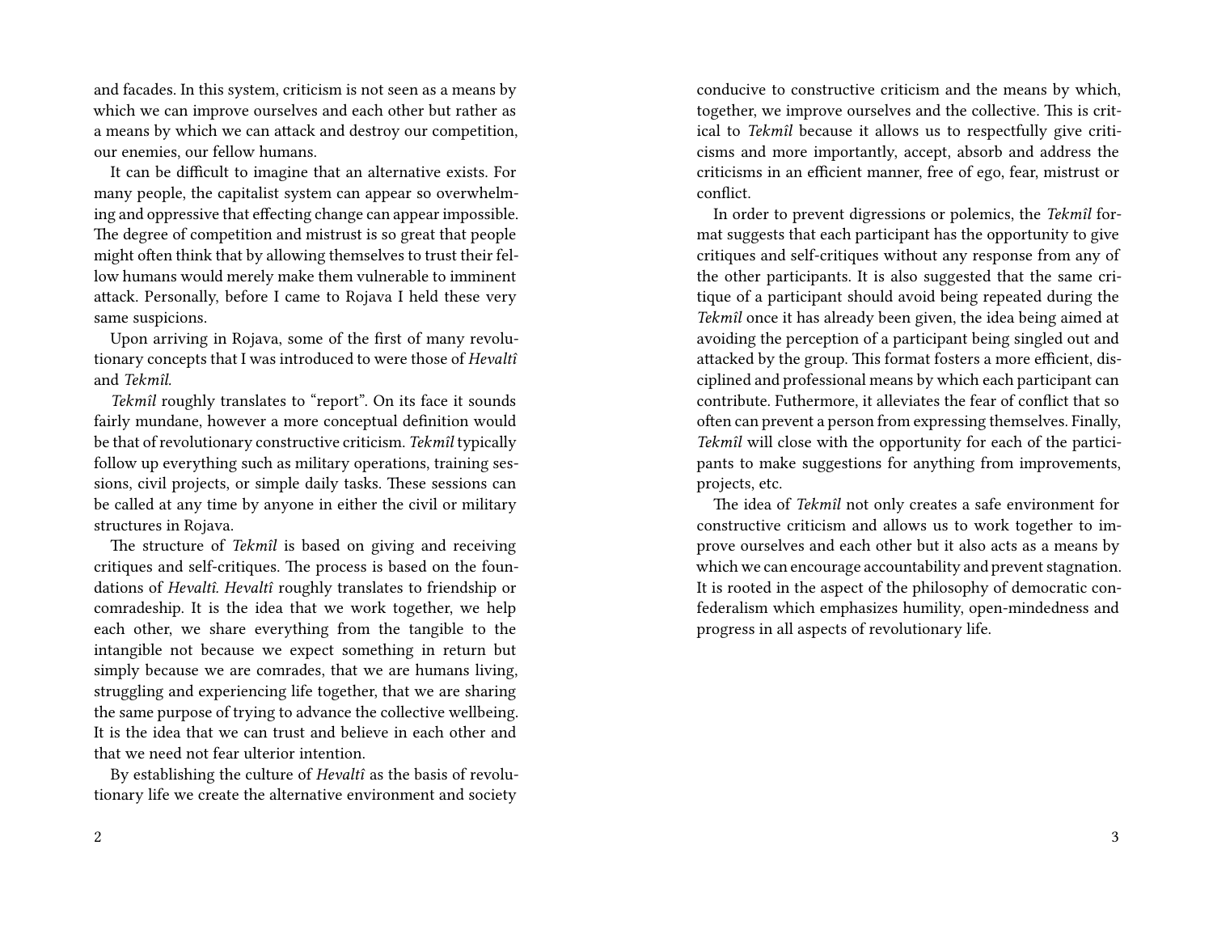and facades. In this system, criticism is not seen as a means by which we can improve ourselves and each other but rather as a means by which we can attack and destroy our competition, our enemies, our fellow humans.

It can be difficult to imagine that an alternative exists. For many people, the capitalist system can appear so overwhelming and oppressive that effecting change can appear impossible. The degree of competition and mistrust is so great that people might often think that by allowing themselves to trust their fellow humans would merely make them vulnerable to imminent attack. Personally, before I came to Rojava I held these very same suspicions.

Upon arriving in Rojava, some of the first of many revolutionary concepts that I was introduced to were those of *Hevaltî* and *Tekmîl.*

*Tekmîl* roughly translates to "report". On its face it sounds fairly mundane, however a more conceptual definition would be that of revolutionary constructive criticism. *Tekmîl* typically follow up everything such as military operations, training sessions, civil projects, or simple daily tasks. These sessions can be called at any time by anyone in either the civil or military structures in Rojava.

The structure of *Tekmîl* is based on giving and receiving critiques and self-critiques. The process is based on the foundations of *Hevaltî. Hevaltî* roughly translates to friendship or comradeship. It is the idea that we work together, we help each other, we share everything from the tangible to the intangible not because we expect something in return but simply because we are comrades, that we are humans living, struggling and experiencing life together, that we are sharing the same purpose of trying to advance the collective wellbeing. It is the idea that we can trust and believe in each other and that we need not fear ulterior intention.

By establishing the culture of *Hevaltî* as the basis of revolutionary life we create the alternative environment and society conducive to constructive criticism and the means by which, together, we improve ourselves and the collective. This is critical to *Tekmîl* because it allows us to respectfully give criticisms and more importantly, accept, absorb and address the criticisms in an efficient manner, free of ego, fear, mistrust or conflict.

In order to prevent digressions or polemics, the *Tekmîl* format suggests that each participant has the opportunity to give critiques and self-critiques without any response from any of the other participants. It is also suggested that the same critique of a participant should avoid being repeated during the *Tekmîl* once it has already been given, the idea being aimed at avoiding the perception of a participant being singled out and attacked by the group. This format fosters a more efficient, disciplined and professional means by which each participant can contribute. Futhermore, it alleviates the fear of conflict that so often can prevent a person from expressing themselves. Finally, *Tekmîl* will close with the opportunity for each of the participants to make suggestions for anything from improvements, projects, etc.

The idea of *Tekmîl* not only creates a safe environment for constructive criticism and allows us to work together to improve ourselves and each other but it also acts as a means by which we can encourage accountability and prevent stagnation. It is rooted in the aspect of the philosophy of democratic confederalism which emphasizes humility, open-mindedness and progress in all aspects of revolutionary life.